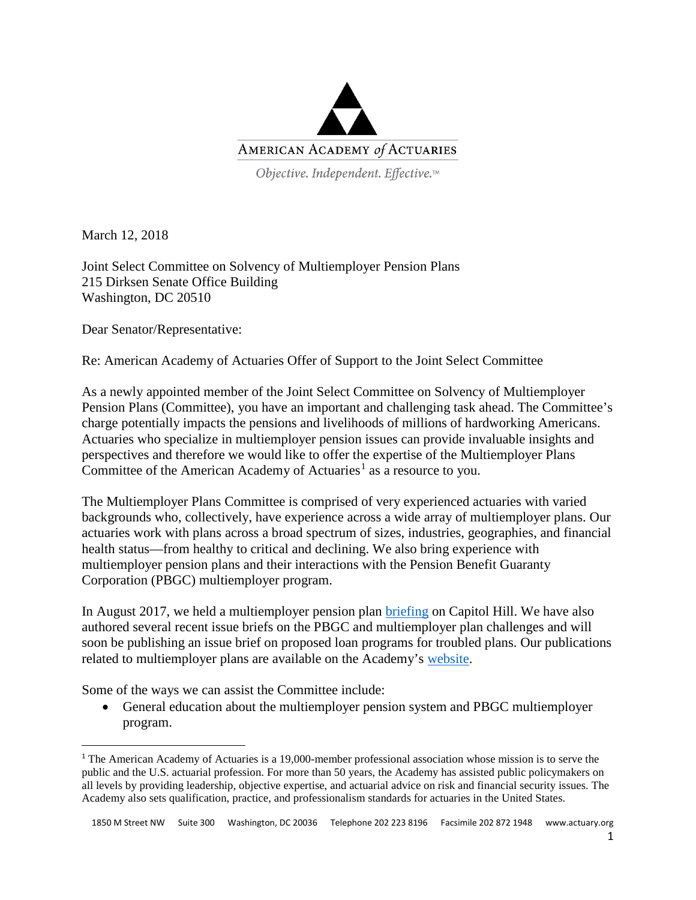AMERICAN ACADEMY *of* ACTUARIES

*Objective. Independent. Effective.*™

March 12, 2018

Joint Select Committee on Solvency of Multiemployer Pension Plans
215 Dirksen Senate Office Building
Washington, DC 20510

Dear Senator/Representative:

Re: American Academy of Actuaries Offer of Support to the Joint Select Committee

As a newly appointed member of the Joint Select Committee on Solvency of Multiemployer Pension Plans (Committee), you have an important and challenging task ahead. The Committee's charge potentially impacts the pensions and livelihoods of millions of hardworking Americans. Actuaries who specialize in multiemployer pension issues can provide invaluable insights and perspectives and therefore we would like to offer the expertise of the Multiemployer Plans Committee of the American Academy of Actuaries[1] as a resource to you.

The Multiemployer Plans Committee is comprised of very experienced actuaries with varied backgrounds who, collectively, have experience across a wide array of multiemployer plans. Our actuaries work with plans across a broad spectrum of sizes, industries, geographies, and financial health status—from healthy to critical and declining. We also bring experience with multiemployer pension plans and their interactions with the Pension Benefit Guaranty Corporation (PBGC) multiemployer program.

In August 2017, we held a multiemployer pension plan briefing on Capitol Hill. We have also authored several recent issue briefs on the PBGC and multiemployer plan challenges and will soon be publishing an issue brief on proposed loan programs for troubled plans. Our publications related to multiemployer plans are available on the Academy's website.

Some of the ways we can assist the Committee include:

- General education about the multiemployer pension system and PBGC multiemployer program.

[1] The American Academy of Actuaries is a 19,000-member professional association whose mission is to serve the public and the U.S. actuarial profession. For more than 50 years, the Academy has assisted public policymakers on all levels by providing leadership, objective expertise, and actuarial advice on risk and financial security issues. The Academy also sets qualification, practice, and professionalism standards for actuaries in the United States.

1850 M Street NW Suite 300 Washington, DC 20036 Telephone 202 223 8196 Facsimile 202 872 1948 www.actuary.org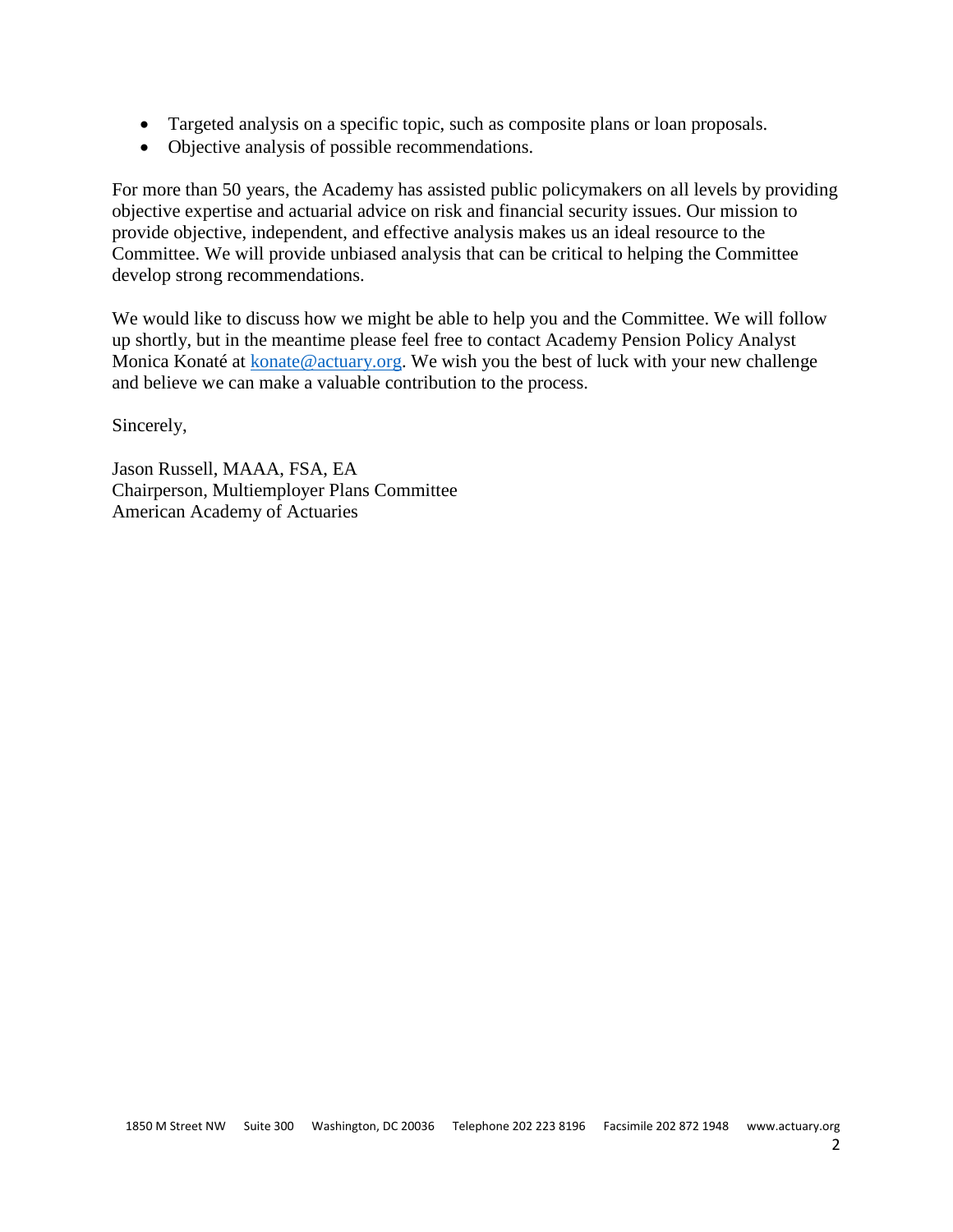- Targeted analysis on a specific topic, such as composite plans or loan proposals.
- Objective analysis of possible recommendations.

For more than 50 years, the Academy has assisted public policymakers on all levels by providing objective expertise and actuarial advice on risk and financial security issues. Our mission to provide objective, independent, and effective analysis makes us an ideal resource to the Committee. We will provide unbiased analysis that can be critical to helping the Committee develop strong recommendations.

We would like to discuss how we might be able to help you and the Committee. We will follow up shortly, but in the meantime please feel free to contact Academy Pension Policy Analyst Monica Konaté at konate@actuary.org. We wish you the best of luck with your new challenge and believe we can make a valuable contribution to the process.

Sincerely,

Jason Russell, MAAA, FSA, EA
Chairperson, Multiemployer Plans Committee
American Academy of Actuaries